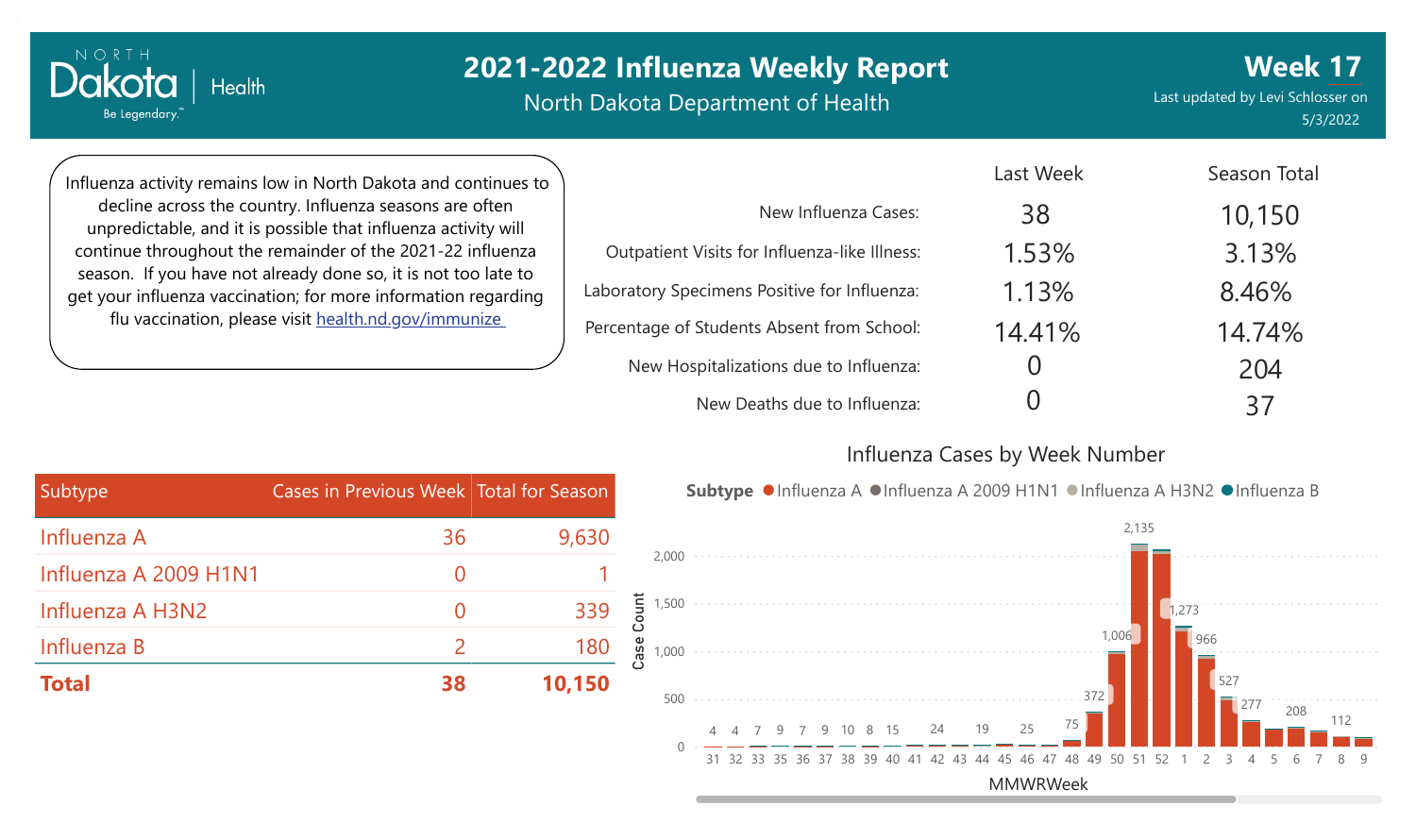# 2021-2022 Influenza Weekly Report

North Dakota Department of Health

**Week 17**

Last updated by Levi Schlosser on 5/3/2022

Influenza activity remains low in North Dakota and continues to decline across the country. Influenza seasons are often unpredictable, and it is possible that influenza activity will continue throughout the remainder of the 2021-22 influenza season. If you have not already done so, it is not too late to get your influenza vaccination; for more information regarding flu vaccination, please visit [health.nd.gov/immunize](health.nd.gov/immunize)

| | Last Week | Season Total |
|---|---|---|
| New Influenza Cases: | 38 | 10,150 |
| Outpatient Visits for Influenza-like Illness: | 1.53% | 3.13% |
| Laboratory Specimens Positive for Influenza: | 1.13% | 8.46% |
| Percentage of Students Absent from School: | 14.41% | 14.74% |
| New Hospitalizations due to Influenza: | 0 | 204 |
| New Deaths due to Influenza: | 0 | 37 |

| Subtype | Cases in Previous Week | Total for Season |
|---|---|---|
| Influenza A | 36 | 9,630 |
| Influenza A 2009 H1N1 | 0 | 1 |
| Influenza A H3N2 | 0 | 339 |
| Influenza B | 2 | 180 |
| **Total** | **38** | **10,150** |

## Influenza Cases by Week Number

Subtype: Influenza A, Influenza A 2009 H1N1, Influenza A H3N2, Influenza B

| MMWRWeek | 31 | 32 | 33 | 35 | 36 | 37 | 38 | 39 | 40 | 41 | 42 | 43 | 44 | 45 | 46 | 47 | 48 | 49 | 50 | 51 | 52 | 1 | 2 | 3 | 4 | 5 | 6 | 7 | 8 | 9 |
|---|---|---|---|---|---|---|---|---|---|---|---|---|---|---|---|---|---|---|---|---|---|---|---|---|---|---|---|---|---|---|
| Case Count | 4 | 4 | 7 | 9 | 7 | 9 | 10 | 8 | 15 | | 24 | | 19 | | 25 | | 75 | 372 | 1,006 | 2,135 | | 1,273 | 966 | 527 | 277 | | 208 | | 112 | |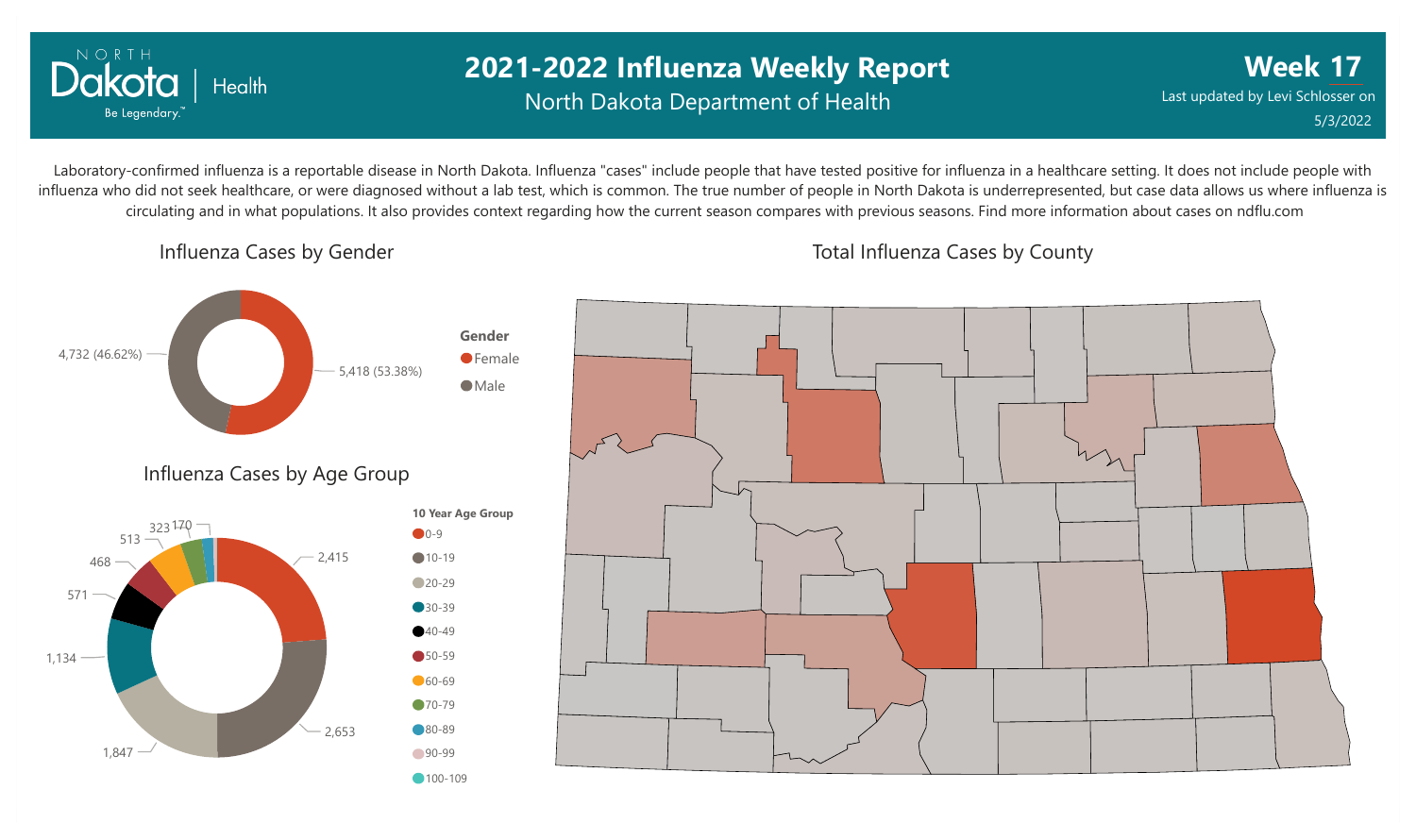# 2021-2022 Influenza Weekly Report

North Dakota Department of Health

**Week 17**

Last updated by Levi Schlosser on 5/3/2022

Laboratory-confirmed influenza is a reportable disease in North Dakota. Influenza "cases" include people that have tested positive for influenza in a healthcare setting. It does not include people with influenza who did not seek healthcare, or were diagnosed without a lab test, which is common. The true number of people in North Dakota is underrepresented, but case data allows us where influenza is circulating and in what populations. It also provides context regarding how the current season compares with previous seasons. Find more information about cases on ndflu.com

## Influenza Cases by Gender

| Gender | Cases |
|---|---|
| Female | 5,418 (53.38%) |
| Male | 4,732 (46.62%) |

## Influenza Cases by Age Group

| 10 Year Age Group | Cases |
|---|---|
| 0-9 | 2,415 |
| 10-19 | 2,653 |
| 20-29 | 1,847 |
| 30-39 | 1,134 |
| 40-49 | 571 |
| 50-59 | 468 |
| 60-69 | 513 |
| 70-79 | 323 |
| 80-89 | 170 |
| 90-99 | |
| 100-109 | |

## Total Influenza Cases by County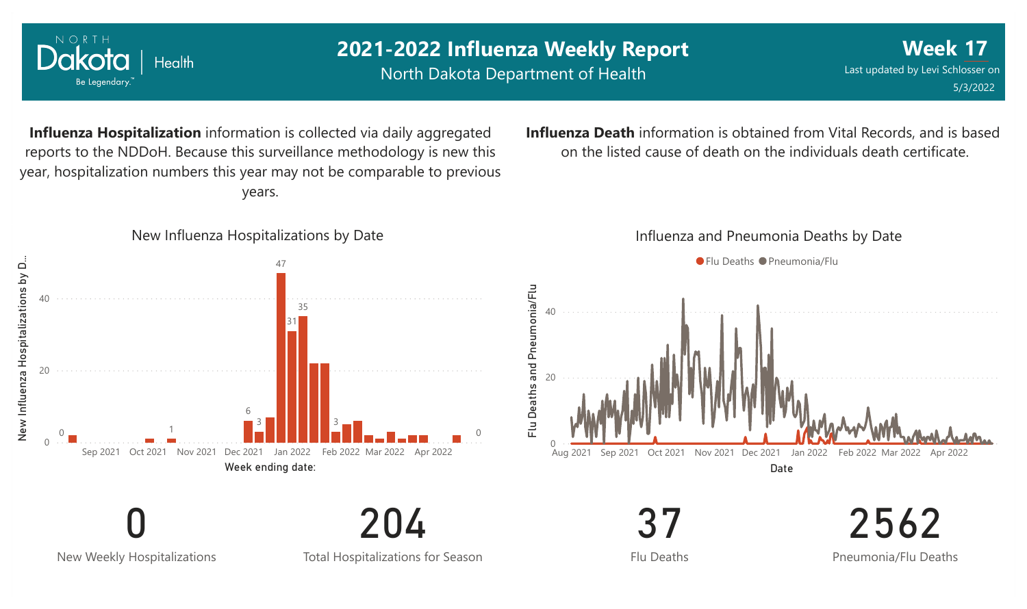# 2021-2022 Influenza Weekly Report

North Dakota Department of Health

**Week 17**

Last updated by Levi Schlosser on 5/3/2022

**Influenza Hospitalization** information is collected via daily aggregated reports to the NDDoH. Because this surveillance methodology is new this year, hospitalization numbers this year may not be comparable to previous years.

**Influenza Death** information is obtained from Vital Records, and is based on the listed cause of death on the individuals death certificate.

New Influenza Hospitalizations by Date

Influenza and Pneumonia Deaths by Date

| 0 | 204 | 37 | 2562 |
|---|---|---|---|
| New Weekly Hospitalizations | Total Hospitalizations for Season | Flu Deaths | Pneumonia/Flu Deaths |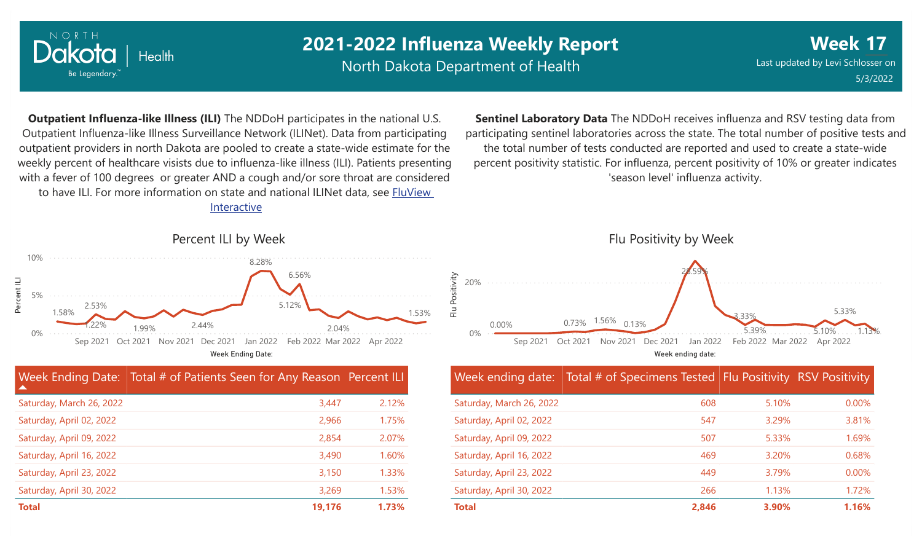# 2021-2022 Influenza Weekly Report

North Dakota Department of Health

**Week 17**

Last updated by Levi Schlosser on 5/3/2022

**Outpatient Influenza-like Illness (ILI)** The NDDoH participates in the national U.S. Outpatient Influenza-like Illness Surveillance Network (ILINet). Data from participating outpatient providers in north Dakota are pooled to create a state-wide estimate for the weekly percent of healthcare visists due to influenza-like illness (ILI). Patients presenting with a fever of 100 degrees or greater AND a cough and/or sore throat are considered to have ILI. For more information on state and national ILINet data, see FluView Interactive

**Sentinel Laboratory Data** The NDDoH receives influenza and RSV testing data from participating sentinel laboratories across the state. The total number of positive tests and the total number of tests conducted are reported and used to create a state-wide percent positivity statistic. For influenza, percent positivity of 10% or greater indicates 'season level' influenza activity.

## Percent ILI by Week

| Week Ending Date: | Total # of Patients Seen for Any Reason | Percent ILI |
|---|---|---|
| Saturday, March 26, 2022 | 3,447 | 2.12% |
| Saturday, April 02, 2022 | 2,966 | 1.75% |
| Saturday, April 09, 2022 | 2,854 | 2.07% |
| Saturday, April 16, 2022 | 3,490 | 1.60% |
| Saturday, April 23, 2022 | 3,150 | 1.33% |
| Saturday, April 30, 2022 | 3,269 | 1.53% |
| **Total** | **19,176** | **1.73%** |

## Flu Positivity by Week

| Week ending date: | Total # of Specimens Tested | Flu Positivity | RSV Positivity |
|---|---|---|---|
| Saturday, March 26, 2022 | 608 | 5.10% | 0.00% |
| Saturday, April 02, 2022 | 547 | 3.29% | 3.81% |
| Saturday, April 09, 2022 | 507 | 5.33% | 1.69% |
| Saturday, April 16, 2022 | 469 | 3.20% | 0.68% |
| Saturday, April 23, 2022 | 449 | 3.79% | 0.00% |
| Saturday, April 30, 2022 | 266 | 1.13% | 1.72% |
| **Total** | **2,846** | **3.90%** | **1.16%** |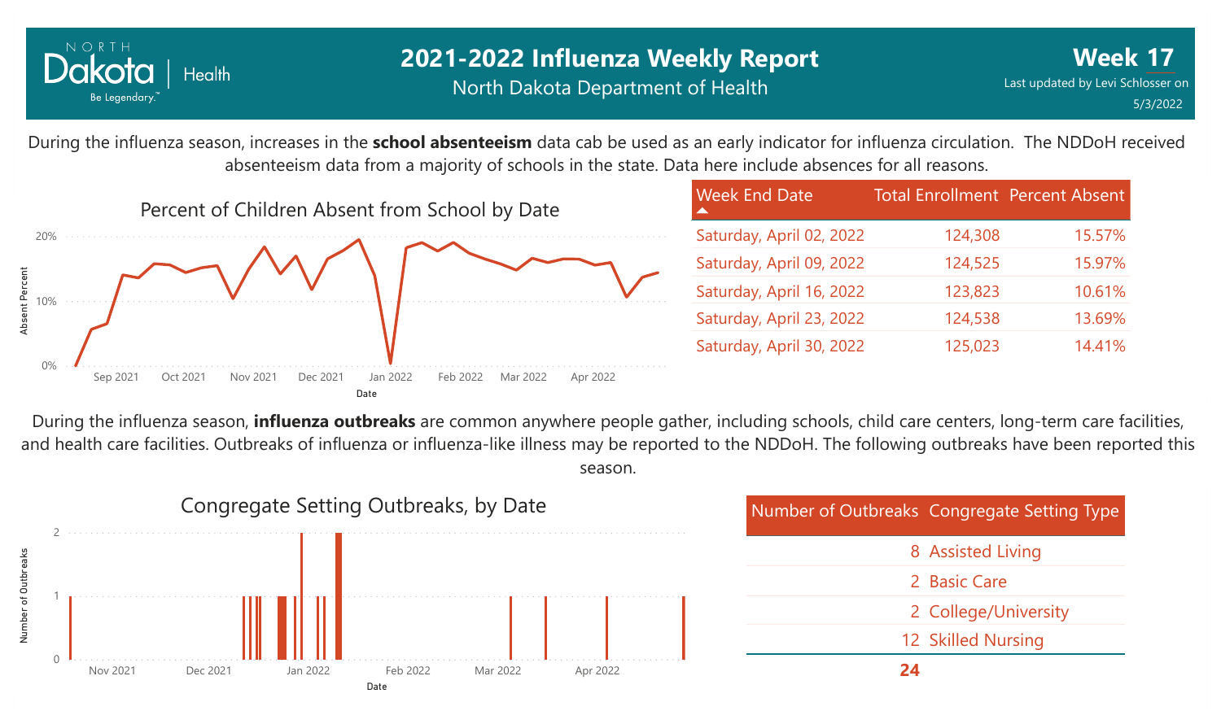# 2021-2022 Influenza Weekly Report

North Dakota Department of Health

**Week 17**

Last updated by Levi Schlosser on 5/3/2022

During the influenza season, increases in the **school absenteeism** data cab be used as an early indicator for influenza circulation. The NDDoH received absenteeism data from a majority of schools in the state. Data here include absences for all reasons.

Percent of Children Absent from School by Date

| Week End Date | Total Enrollment | Percent Absent |
|---|---|---|
| Saturday, April 02, 2022 | 124,308 | 15.57% |
| Saturday, April 09, 2022 | 124,525 | 15.97% |
| Saturday, April 16, 2022 | 123,823 | 10.61% |
| Saturday, April 23, 2022 | 124,538 | 13.69% |
| Saturday, April 30, 2022 | 125,023 | 14.41% |

During the influenza season, **influenza outbreaks** are common anywhere people gather, including schools, child care centers, long-term care facilities, and health care facilities. Outbreaks of influenza or influenza-like illness may be reported to the NDDoH. The following outbreaks have been reported this season.

Congregate Setting Outbreaks, by Date

| Number of Outbreaks | Congregate Setting Type |
|---|---|
| 8 | Assisted Living |
| 2 | Basic Care |
| 2 | College/University |
| 12 | Skilled Nursing |
| **24** | |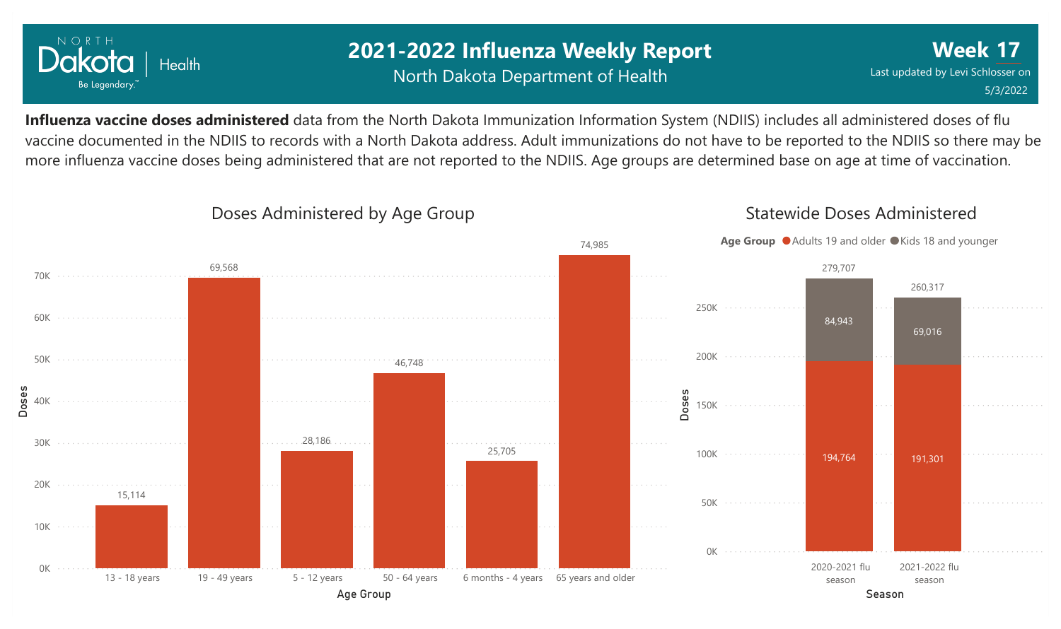# 2021-2022 Influenza Weekly Report

North Dakota Department of Health

**Week 17**

Last updated by Levi Schlosser on 5/3/2022

**Influenza vaccine doses administered** data from the North Dakota Immunization Information System (NDIIS) includes all administered doses of flu vaccine documented in the NDIIS to records with a North Dakota address. Adult immunizations do not have to be reported to the NDIIS so there may be more influenza vaccine doses being administered that are not reported to the NDIIS. Age groups are determined base on age at time of vaccination.

## Doses Administered by Age Group

| Age Group | Doses |
|---|---|
| 13 - 18 years | 15,114 |
| 19 - 49 years | 69,568 |
| 5 - 12 years | 28,186 |
| 50 - 64 years | 46,748 |
| 6 months - 4 years | 25,705 |
| 65 years and older | 74,985 |

## Statewide Doses Administered

| Season | Adults 19 and older | Kids 18 and younger | Total |
|---|---|---|---|
| 2020-2021 flu season | 194,764 | 84,943 | 279,707 |
| 2021-2022 flu season | 191,301 | 69,016 | 260,317 |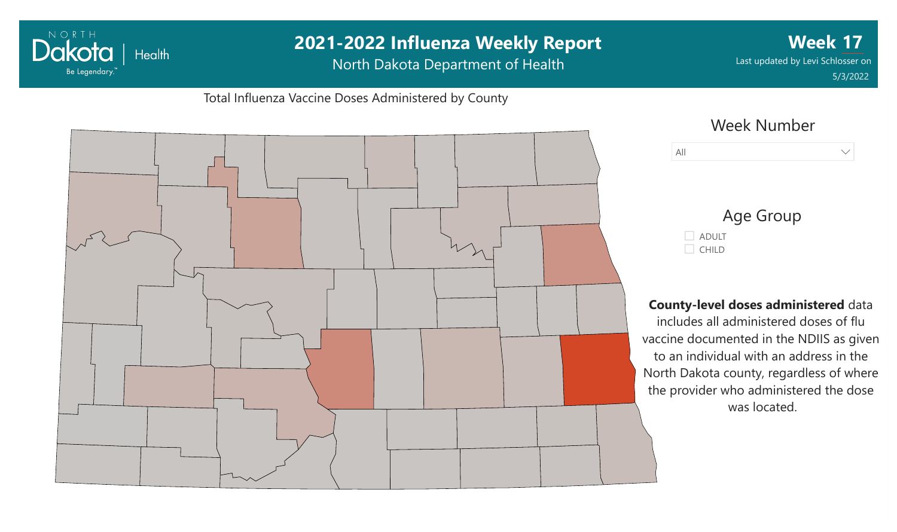# 2021-2022 Influenza Weekly Report

North Dakota Department of Health

**Week 17**

Last updated by Levi Schlosser on 5/3/2022

Total Influenza Vaccine Doses Administered by County

Week Number

All

Age Group

- ADULT
- CHILD

**County-level doses administered** data includes all administered doses of flu vaccine documented in the NDIIS as given to an individual with an address in the North Dakota county, regardless of where the provider who administered the dose was located.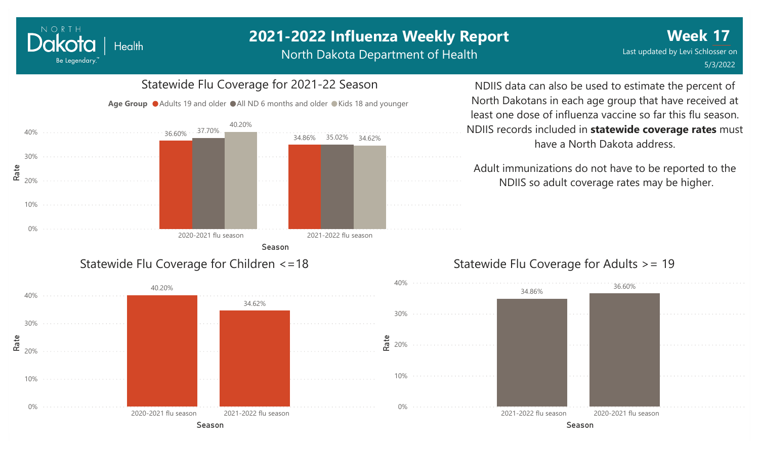# 2021-2022 Influenza Weekly Report

North Dakota Department of Health

**Week 17**

Last updated by Levi Schlosser on 5/3/2022

## Statewide Flu Coverage for 2021-22 Season

| Season | Adults 19 and older | All ND 6 months and older | Kids 18 and younger |
|---|---|---|---|
| 2020-2021 flu season | 36.60% | 37.70% | 40.20% |
| 2021-2022 flu season | 34.86% | 35.02% | 34.62% |

NDIIS data can also be used to estimate the percent of North Dakotans in each age group that have received at least one dose of influenza vaccine so far this flu season. NDIIS records included in **statewide coverage rates** must have a North Dakota address.

Adult immunizations do not have to be reported to the NDIIS so adult coverage rates may be higher.

## Statewide Flu Coverage for Children <=18

| Season | Rate |
|---|---|
| 2020-2021 flu season | 40.20% |
| 2021-2022 flu season | 34.62% |

## Statewide Flu Coverage for Adults >= 19

| Season | Rate |
|---|---|
| 2021-2022 flu season | 34.86% |
| 2020-2021 flu season | 36.60% |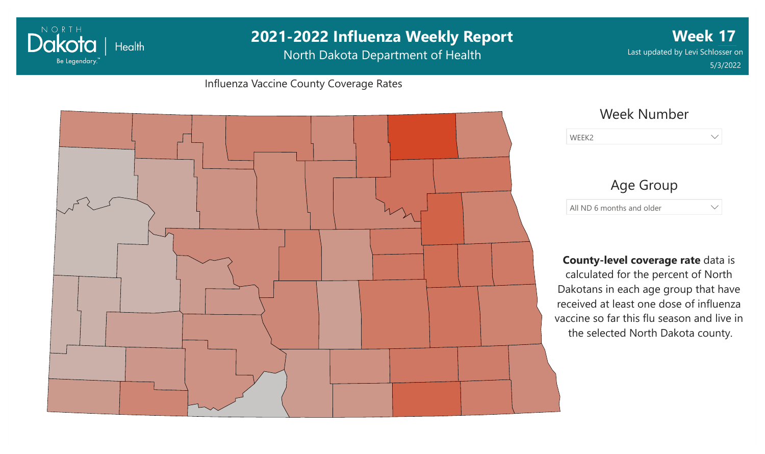# 2021-2022 Influenza Weekly Report

North Dakota Department of Health

**Week 17**

Last updated by Levi Schlosser on 5/3/2022

Influenza Vaccine County Coverage Rates

Week Number

WEEK2

Age Group

All ND 6 months and older

**County-level coverage rate** data is calculated for the percent of North Dakotans in each age group that have received at least one dose of influenza vaccine so far this flu season and live in the selected North Dakota county.